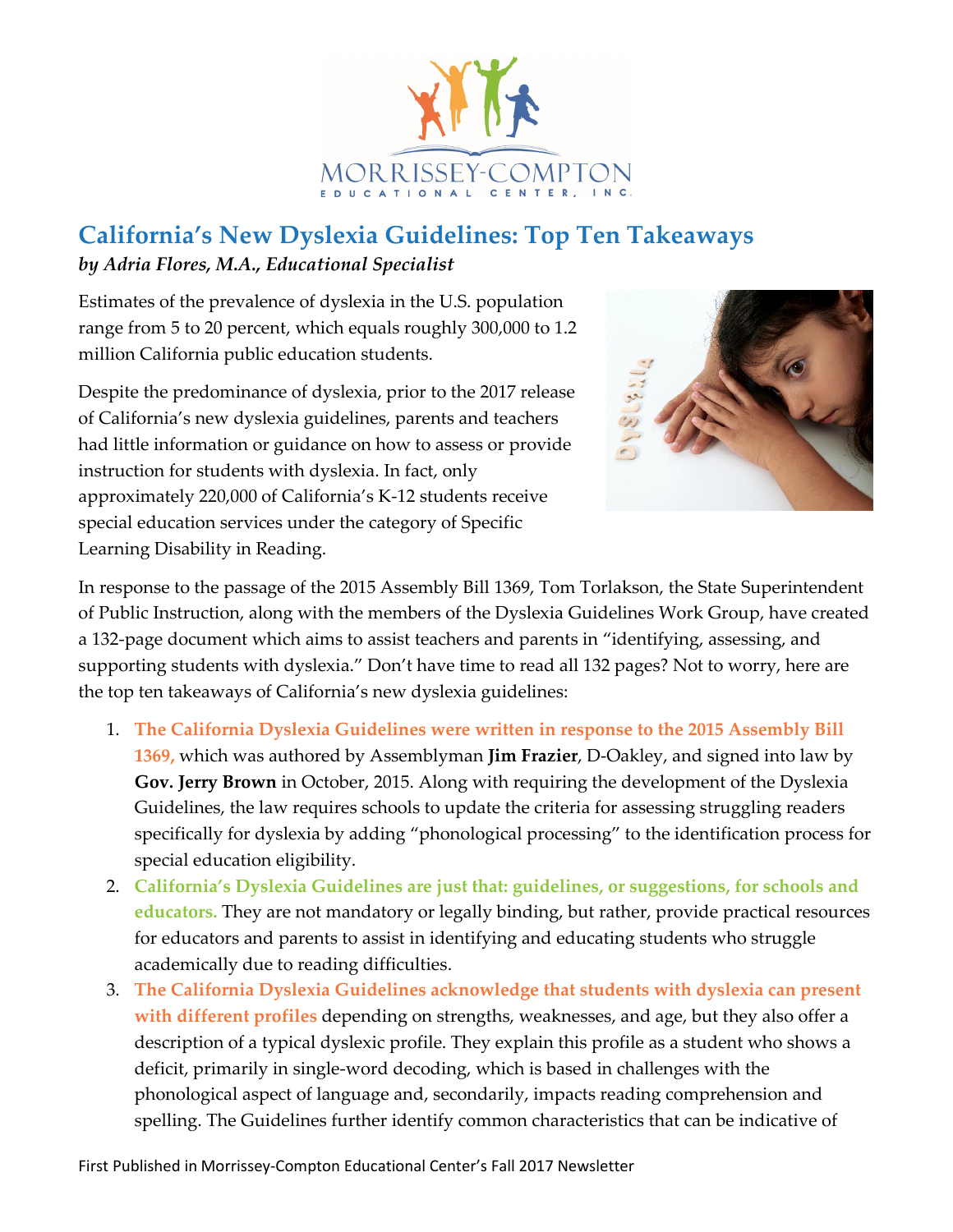# California's New Dyslexia Guidelines: Top Ten Takeaways

***by Adria Flores, M.A., Educational Specialist***

Estimates of the prevalence of dyslexia in the U.S. population range from 5 to 20 percent, which equals roughly 300,000 to 1.2 million California public education students.

Despite the predominance of dyslexia, prior to the 2017 release of California's new dyslexia guidelines, parents and teachers had little information or guidance on how to assess or provide instruction for students with dyslexia. In fact, only approximately 220,000 of California's K-12 students receive special education services under the category of Specific Learning Disability in Reading.

In response to the passage of the 2015 Assembly Bill 1369, Tom Torlakson, the State Superintendent of Public Instruction, along with the members of the Dyslexia Guidelines Work Group, have created a 132-page document which aims to assist teachers and parents in "identifying, assessing, and supporting students with dyslexia." Don't have time to read all 132 pages? Not to worry, here are the top ten takeaways of California's new dyslexia guidelines:

1. **The California Dyslexia Guidelines were written in response to the 2015 Assembly Bill 1369,** which was authored by Assemblyman **Jim Frazier**, D-Oakley, and signed into law by **Gov. Jerry Brown** in October, 2015. Along with requiring the development of the Dyslexia Guidelines, the law requires schools to update the criteria for assessing struggling readers specifically for dyslexia by adding "phonological processing" to the identification process for special education eligibility.
2. **California's Dyslexia Guidelines are just that: guidelines, or suggestions, for schools and educators.** They are not mandatory or legally binding, but rather, provide practical resources for educators and parents to assist in identifying and educating students who struggle academically due to reading difficulties.
3. **The California Dyslexia Guidelines acknowledge that students with dyslexia can present with different profiles** depending on strengths, weaknesses, and age, but they also offer a description of a typical dyslexic profile. They explain this profile as a student who shows a deficit, primarily in single-word decoding, which is based in challenges with the phonological aspect of language and, secondarily, impacts reading comprehension and spelling. The Guidelines further identify common characteristics that can be indicative of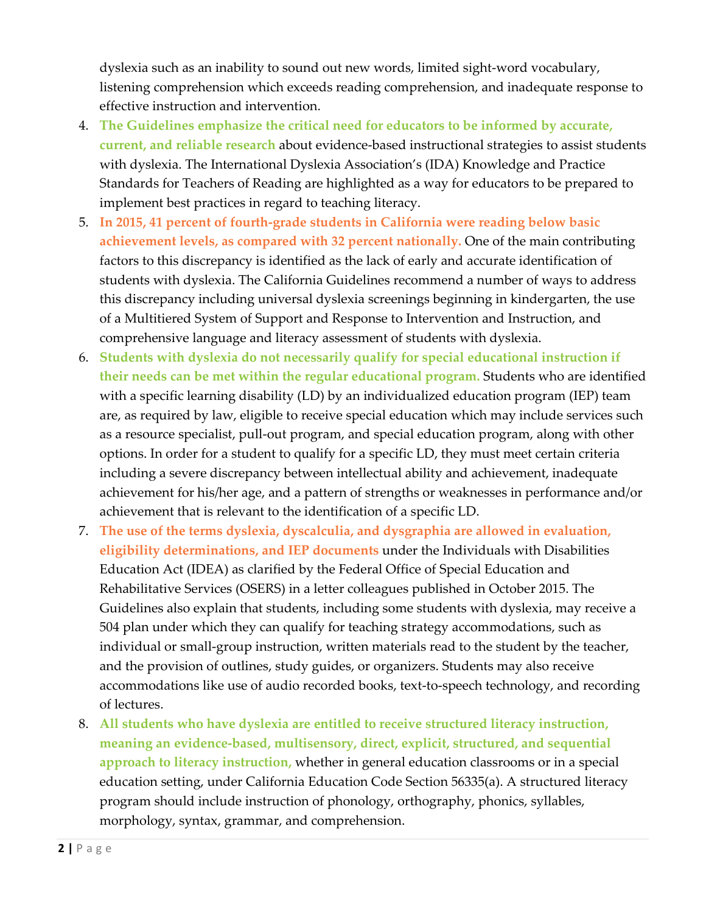dyslexia such as an inability to sound out new words, limited sight-word vocabulary, listening comprehension which exceeds reading comprehension, and inadequate response to effective instruction and intervention.

4. **The Guidelines emphasize the critical need for educators to be informed by accurate, current, and reliable research** about evidence-based instructional strategies to assist students with dyslexia. The International Dyslexia Association's (IDA) Knowledge and Practice Standards for Teachers of Reading are highlighted as a way for educators to be prepared to implement best practices in regard to teaching literacy.
5. **In 2015, 41 percent of fourth-grade students in California were reading below basic achievement levels, as compared with 32 percent nationally.** One of the main contributing factors to this discrepancy is identified as the lack of early and accurate identification of students with dyslexia. The California Guidelines recommend a number of ways to address this discrepancy including universal dyslexia screenings beginning in kindergarten, the use of a Multitiered System of Support and Response to Intervention and Instruction, and comprehensive language and literacy assessment of students with dyslexia.
6. **Students with dyslexia do not necessarily qualify for special educational instruction if their needs can be met within the regular educational program.** Students who are identified with a specific learning disability (LD) by an individualized education program (IEP) team are, as required by law, eligible to receive special education which may include services such as a resource specialist, pull-out program, and special education program, along with other options. In order for a student to qualify for a specific LD, they must meet certain criteria including a severe discrepancy between intellectual ability and achievement, inadequate achievement for his/her age, and a pattern of strengths or weaknesses in performance and/or achievement that is relevant to the identification of a specific LD.
7. **The use of the terms dyslexia, dyscalculia, and dysgraphia are allowed in evaluation, eligibility determinations, and IEP documents** under the Individuals with Disabilities Education Act (IDEA) as clarified by the Federal Office of Special Education and Rehabilitative Services (OSERS) in a letter colleagues published in October 2015. The Guidelines also explain that students, including some students with dyslexia, may receive a 504 plan under which they can qualify for teaching strategy accommodations, such as individual or small-group instruction, written materials read to the student by the teacher, and the provision of outlines, study guides, or organizers. Students may also receive accommodations like use of audio recorded books, text-to-speech technology, and recording of lectures.
8. **All students who have dyslexia are entitled to receive structured literacy instruction, meaning an evidence-based, multisensory, direct, explicit, structured, and sequential approach to literacy instruction,** whether in general education classrooms or in a special education setting, under California Education Code Section 56335(a). A structured literacy program should include instruction of phonology, orthography, phonics, syllables, morphology, syntax, grammar, and comprehension.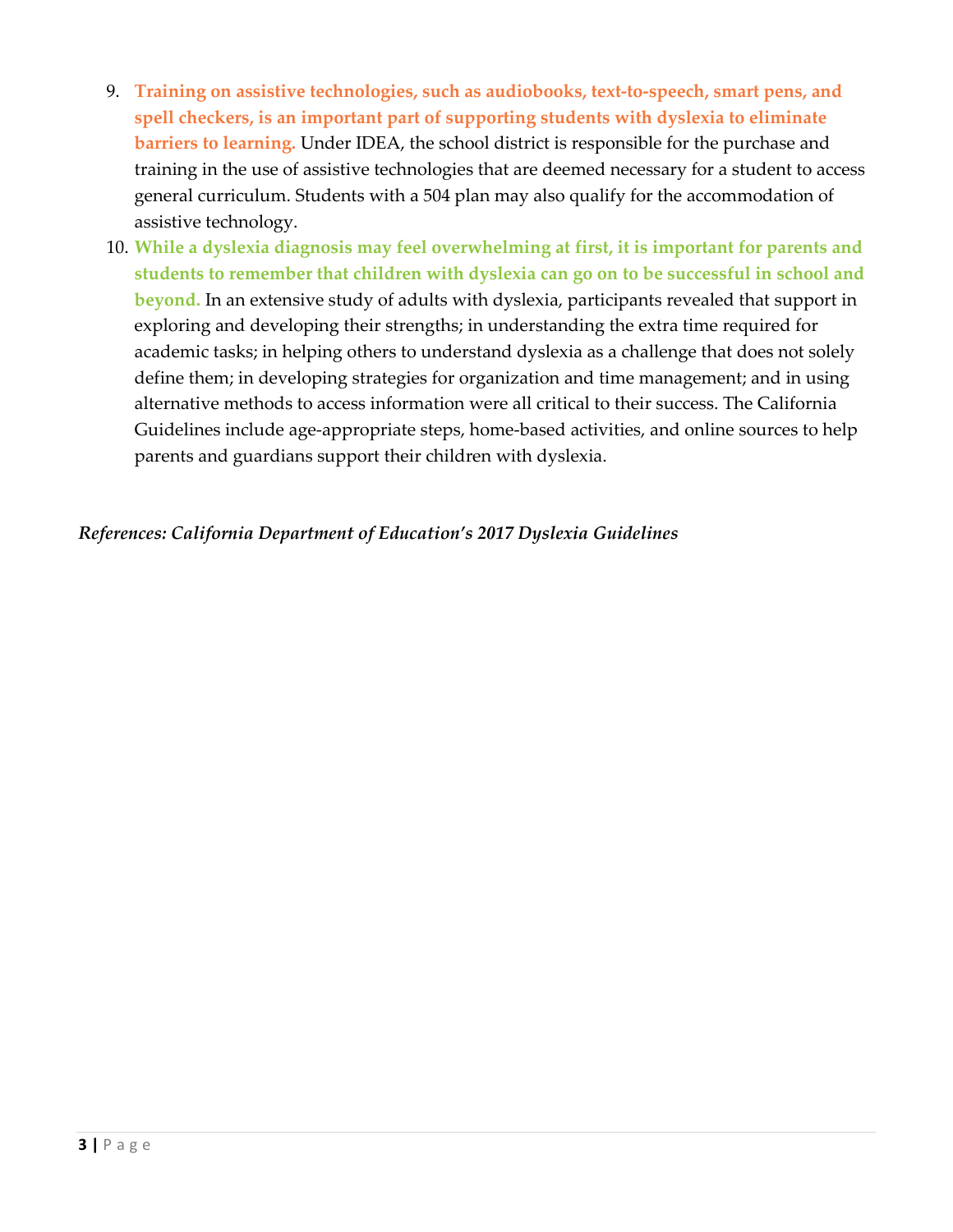9. **Training on assistive technologies, such as audiobooks, text-to-speech, smart pens, and spell checkers, is an important part of supporting students with dyslexia to eliminate barriers to learning.** Under IDEA, the school district is responsible for the purchase and training in the use of assistive technologies that are deemed necessary for a student to access general curriculum. Students with a 504 plan may also qualify for the accommodation of assistive technology.
10. **While a dyslexia diagnosis may feel overwhelming at first, it is important for parents and students to remember that children with dyslexia can go on to be successful in school and beyond.** In an extensive study of adults with dyslexia, participants revealed that support in exploring and developing their strengths; in understanding the extra time required for academic tasks; in helping others to understand dyslexia as a challenge that does not solely define them; in developing strategies for organization and time management; and in using alternative methods to access information were all critical to their success. The California Guidelines include age-appropriate steps, home-based activities, and online sources to help parents and guardians support their children with dyslexia.

***References: California Department of Education's 2017 Dyslexia Guidelines***